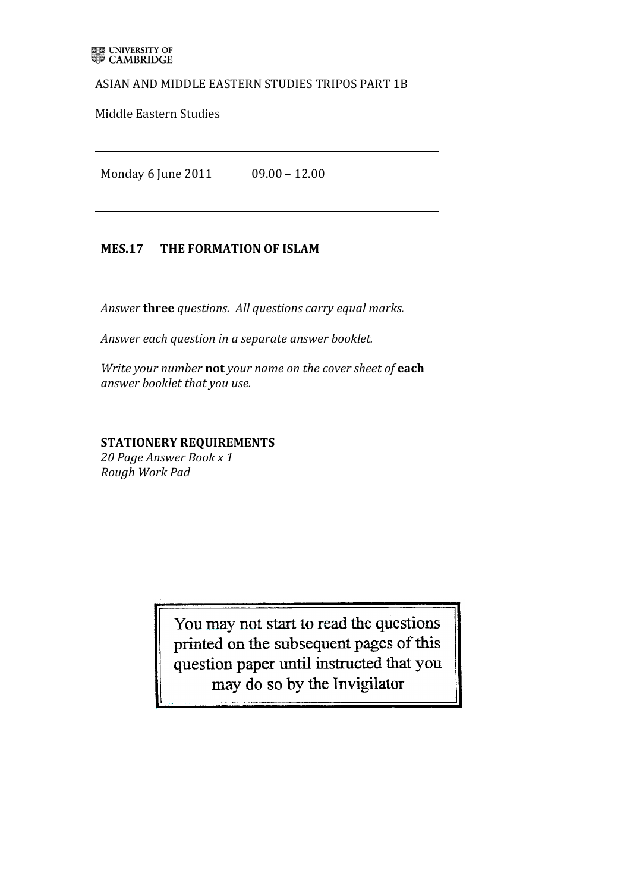UNIVERSITY OF CAMBRIDGE

ASIAN AND MIDDLE EASTERN STUDIES TRIPOS PART 1B

Middle Eastern Studies

---

Monday 6 June 2011 09.00 – 12.00

---

**MES.17 THE FORMATION OF ISLAM**

*Answer* **three** *questions. All questions carry equal marks.*

*Answer each question in a separate answer booklet.*

*Write your number* **not** *your name on the cover sheet of* **each** *answer booklet that you use.*

**STATIONERY REQUIREMENTS**
*20 Page Answer Book x 1*
*Rough Work Pad*

You may not start to read the questions printed on the subsequent pages of this question paper until instructed that you may do so by the Invigilator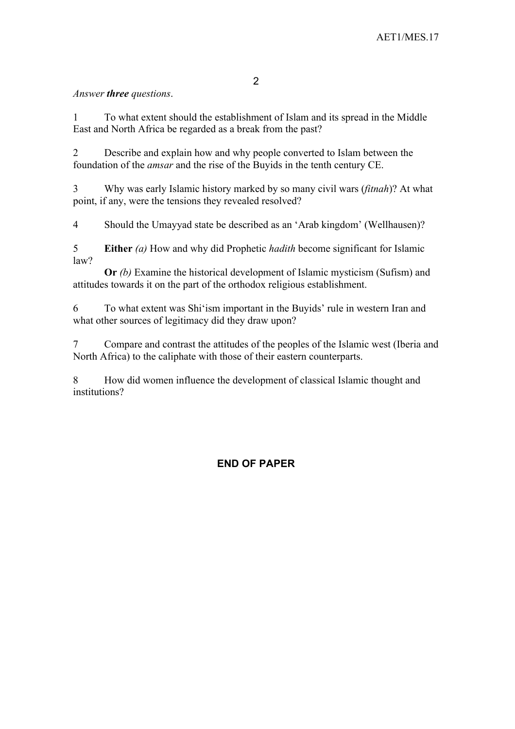*Answer **three** questions.*

1 To what extent should the establishment of Islam and its spread in the Middle East and North Africa be regarded as a break from the past?

2 Describe and explain how and why people converted to Islam between the foundation of the *amsar* and the rise of the Buyids in the tenth century CE.

3 Why was early Islamic history marked by so many civil wars (*fitnah*)? At what point, if any, were the tensions they revealed resolved?

4 Should the Umayyad state be described as an 'Arab kingdom' (Wellhausen)?

5 **Either** *(a)* How and why did Prophetic *hadith* become significant for Islamic law?

**Or** *(b)* Examine the historical development of Islamic mysticism (Sufism) and attitudes towards it on the part of the orthodox religious establishment.

6 To what extent was Shi'ism important in the Buyids' rule in western Iran and what other sources of legitimacy did they draw upon?

7 Compare and contrast the attitudes of the peoples of the Islamic west (Iberia and North Africa) to the caliphate with those of their eastern counterparts.

8 How did women influence the development of classical Islamic thought and institutions?

**END OF PAPER**